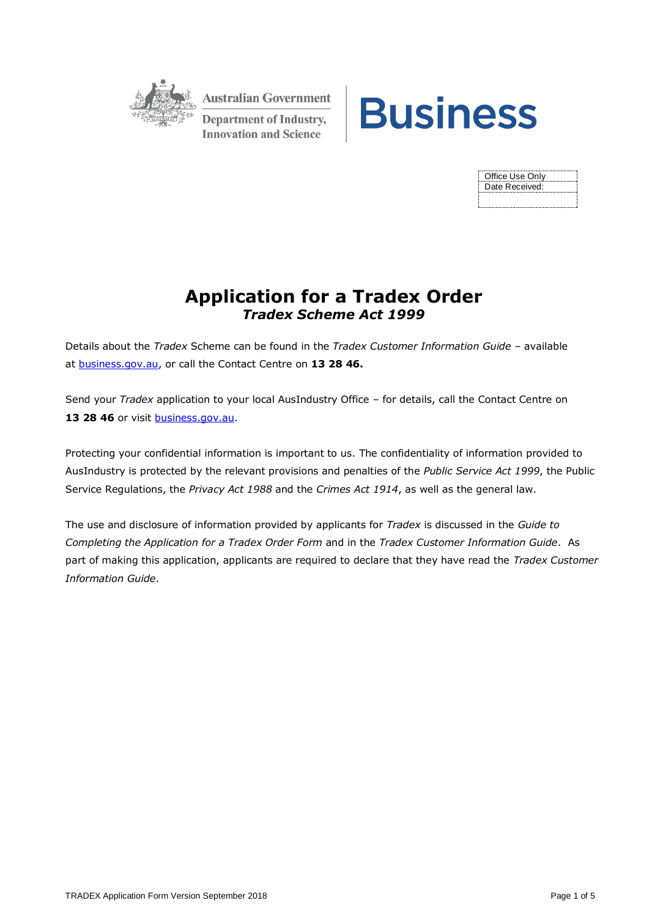Australian Government

Department of Industry, Innovation and Science

Business

| Office Use Only |
| --- |
| Date Received: |
| |

# Application for a Tradex Order

## *Tradex Scheme Act 1999*

Details about the *Tradex* Scheme can be found in the *Tradex Customer Information Guide* – available at business.gov.au, or call the Contact Centre on **13 28 46.**

Send your *Tradex* application to your local AusIndustry Office – for details, call the Contact Centre on **13 28 46** or visit business.gov.au.

Protecting your confidential information is important to us. The confidentiality of information provided to AusIndustry is protected by the relevant provisions and penalties of the *Public Service Act 1999*, the Public Service Regulations, the *Privacy Act 1988* and the *Crimes Act 1914*, as well as the general law.

The use and disclosure of information provided by applicants for *Tradex* is discussed in the *Guide to Completing the Application for a Tradex Order Form* and in the *Tradex Customer Information Guide*. As part of making this application, applicants are required to declare that they have read the *Tradex Customer Information Guide*.

TRADEX Application Form Version September 2018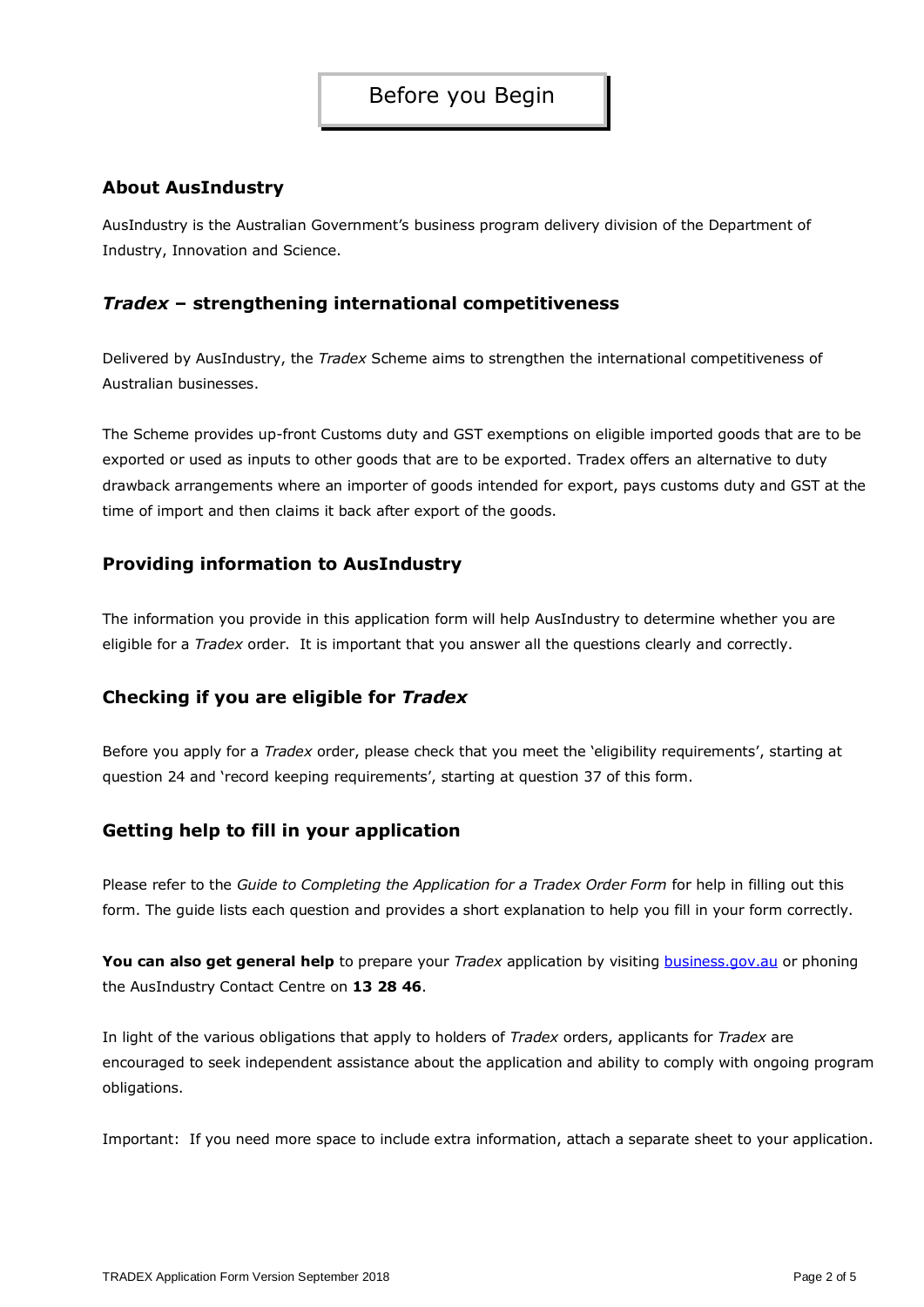# Before you Begin

## About AusIndustry

AusIndustry is the Australian Government's business program delivery division of the Department of Industry, Innovation and Science.

## *Tradex* – strengthening international competitiveness

Delivered by AusIndustry, the *Tradex* Scheme aims to strengthen the international competitiveness of Australian businesses.

The Scheme provides up-front Customs duty and GST exemptions on eligible imported goods that are to be exported or used as inputs to other goods that are to be exported. Tradex offers an alternative to duty drawback arrangements where an importer of goods intended for export, pays customs duty and GST at the time of import and then claims it back after export of the goods.

## Providing information to AusIndustry

The information you provide in this application form will help AusIndustry to determine whether you are eligible for a *Tradex* order. It is important that you answer all the questions clearly and correctly.

## Checking if you are eligible for *Tradex*

Before you apply for a *Tradex* order, please check that you meet the 'eligibility requirements', starting at question 24 and 'record keeping requirements', starting at question 37 of this form.

## Getting help to fill in your application

Please refer to the *Guide to Completing the Application for a Tradex Order Form* for help in filling out this form. The guide lists each question and provides a short explanation to help you fill in your form correctly.

**You can also get general help** to prepare your *Tradex* application by visiting [business.gov.au](business.gov.au) or phoning the AusIndustry Contact Centre on **13 28 46**.

In light of the various obligations that apply to holders of *Tradex* orders, applicants for *Tradex* are encouraged to seek independent assistance about the application and ability to comply with ongoing program obligations.

Important: If you need more space to include extra information, attach a separate sheet to your application.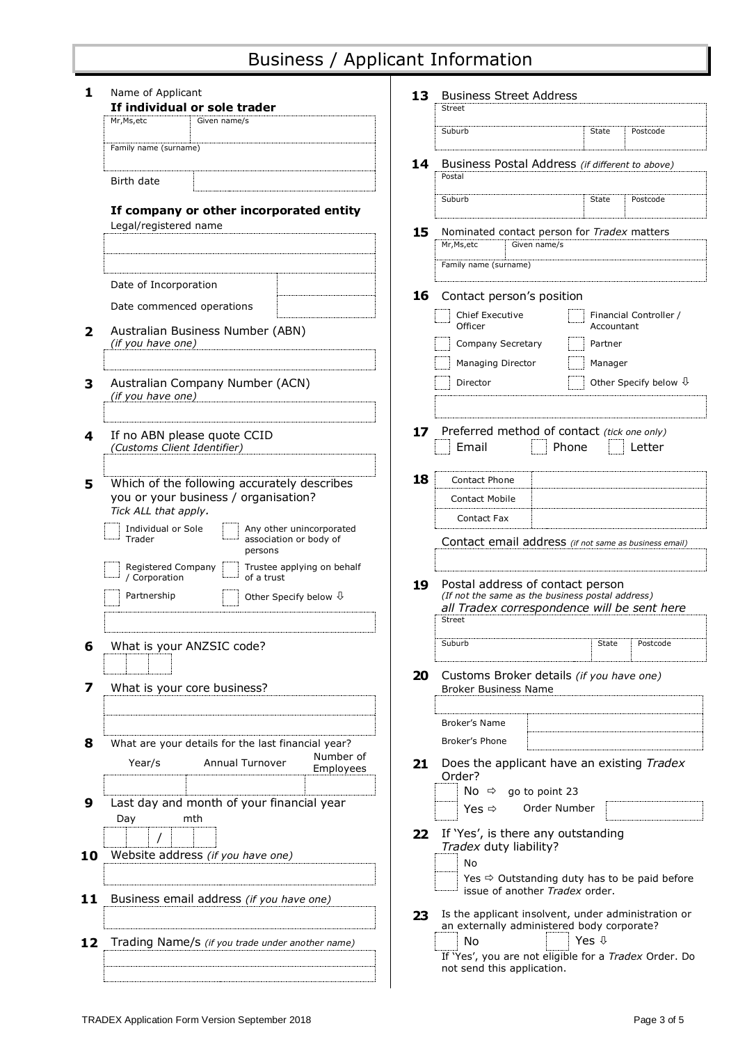# Business / Applicant Information

**1** Name of Applicant

**If individual or sole trader**

| Mr,Ms,etc | Given name/s |
|---|---|
| | |

Family name (surname)

| Birth date | |
|---|---|

**If company or other incorporated entity**

Legal/registered name

| Date of Incorporation | |
|---|---|
| Date commenced operations | |

**2** Australian Business Number (ABN)
*(if you have one)*

**3** Australian Company Number (ACN)
*(if you have one)*

**4** If no ABN please quote CCID
*(Customs Client Identifier)*

**5** Which of the following accurately describes you or your business / organisation?
*Tick ALL that apply.*

- ☐ Individual or Sole Trader
- ☐ Any other unincorporated association or body of persons
- ☐ Registered Company / Corporation
- ☐ Trustee applying on behalf of a trust
- ☐ Partnership
- ☐ Other Specify below ⇩

**6** What is your ANZSIC code?

**7** What is your core business?

**8** What are your details for the last financial year?

| Year/s | Annual Turnover | Number of Employees |
|---|---|---|
| | | |

**9** Last day and month of your financial year

Day / mth

**10** Website address *(if you have one)*

**11** Business email address *(if you have one)*

**12** Trading Name/s *(if you trade under another name)*

**13** Business Street Address

Street

| Suburb | State | Postcode |
|---|---|---|
| | | |

**14** Business Postal Address *(if different to above)*

Postal

| Suburb | State | Postcode |
|---|---|---|
| | | |

**15** Nominated contact person for *Tradex* matters

| Mr,Ms,etc | Given name/s |
|---|---|
| | |

Family name (surname)

**16** Contact person's position

- ☐ Chief Executive Officer
- ☐ Financial Controller / Accountant
- ☐ Company Secretary
- ☐ Partner
- ☐ Managing Director
- ☐ Manager
- ☐ Director
- ☐ Other Specify below ⇩

**17** Preferred method of contact *(tick only one)*

☐ Email ☐ Phone ☐ Letter

**18**

| Contact Phone | |
|---|---|
| Contact Mobile | |
| Contact Fax | |

Contact email address *(if not same as business email)*

**19** Postal address of contact person
*(If not the same as the business postal address)*
*all Tradex correspondence will be sent here*

Street

| Suburb | State | Postcode |
|---|---|---|
| | | |

**20** Customs Broker details *(if you have one)*

Broker Business Name

| Broker's Name | |
|---|---|
| Broker's Phone | |

**21** Does the applicant have an existing *Tradex* Order?

- ☐ No ⇨ go to point 23
- ☐ Yes ⇨ Order Number

**22** If 'Yes', is there any outstanding *Tradex* duty liability?

- ☐ No
- ☐ Yes ⇨ Outstanding duty has to be paid before issue of another *Tradex* order.

**23** Is the applicant insolvent, under administration or an externally administered body corporate?

☐ No ☐ Yes ⇩

If 'Yes', you are not eligible for a *Tradex* Order. Do not send this application.

TRADEX Application Form Version September 2018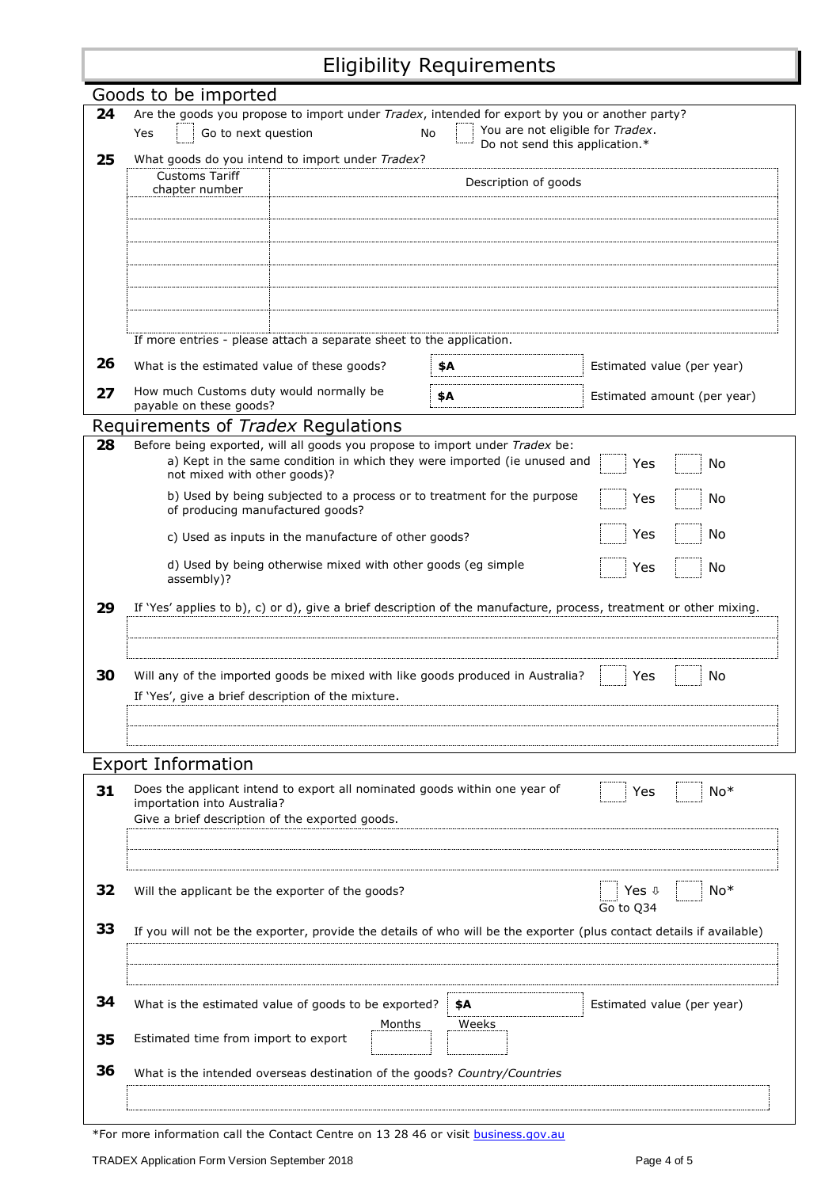# Eligibility Requirements

## Goods to be imported

**24** Are the goods you propose to import under *Tradex*, intended for export by you or another party?

Yes ☐ Go to next question  No ☐ You are not eligible for *Tradex*. Do not send this application.*

**25** What goods do you intend to import under *Tradex*?

| Customs Tariff chapter number | Description of goods |
|---|---|
| | |
| | |
| | |
| | |
| | |
| | |

If more entries - please attach a separate sheet to the application.

**26** What is the estimated value of these goods? **$A** ______ Estimated value (per year)

**27** How much Customs duty would normally be payable on these goods? **$A** ______ Estimated amount (per year)

## Requirements of *Tradex* Regulations

**28** Before being exported, will all goods you propose to import under *Tradex* be:

a) Kept in the same condition in which they were imported (ie unused and not mixed with other goods)? ☐ Yes ☐ No

b) Used by being subjected to a process or to treatment for the purpose of producing manufactured goods? ☐ Yes ☐ No

c) Used as inputs in the manufacture of other goods? ☐ Yes ☐ No

d) Used by being otherwise mixed with other goods (eg simple assembly)? ☐ Yes ☐ No

**29** If 'Yes' applies to b), c) or d), give a brief description of the manufacture, process, treatment or other mixing.

______

**30** Will any of the imported goods be mixed with like goods produced in Australia? ☐ Yes ☐ No

If 'Yes', give a brief description of the mixture.

______

## Export Information

**31** Does the applicant intend to export all nominated goods within one year of importation into Australia? ☐ Yes ☐ No*

Give a brief description of the exported goods.

______

**32** Will the applicant be the exporter of the goods? ☐ Yes ⇩ Go to Q34 ☐ No*

**33** If you will not be the exporter, provide the details of who will be the exporter (plus contact details if available)

______

**34** What is the estimated value of goods to be exported? **$A** ______ Estimated value (per year)

**35** Estimated time from import to export  Months ______ Weeks ______

**36** What is the intended overseas destination of the goods? *Country/Countries*

______

*For more information call the Contact Centre on 13 28 46 or visit business.gov.au

TRADEX Application Form Version September 2018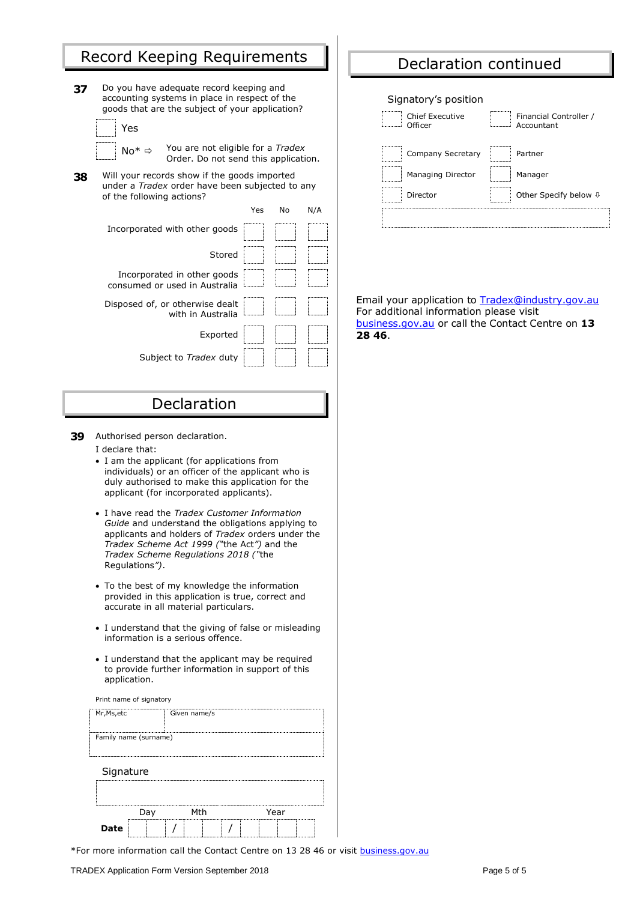## Record Keeping Requirements

**37** Do you have adequate record keeping and accounting systems in place in respect of the goods that are the subject of your application?

- [ ] Yes
- [ ] No* ⇨ You are not eligible for a *Tradex* Order. Do not send this application.

**38** Will your records show if the goods imported under a *Tradex* order have been subjected to any of the following actions?

| | Yes | No | N/A |
|---|---|---|---|
| Incorporated with other goods | | | |
| Stored | | | |
| Incorporated in other goods consumed or used in Australia | | | |
| Disposed of, or otherwise dealt with in Australia | | | |
| Exported | | | |
| Subject to *Tradex* duty | | | |

## Declaration

**39** Authorised person declaration.

I declare that:

- I am the applicant (for applications from individuals) or an officer of the applicant who is duly authorised to make this application for the applicant (for incorporated applicants).
- I have read the *Tradex Customer Information Guide* and understand the obligations applying to applicants and holders of *Tradex* orders under the *Tradex Scheme Act 1999 (*"the Act*")* and the *Tradex Scheme Regulations 2018 (*"the Regulations*")*.
- To the best of my knowledge the information provided in this application is true, correct and accurate in all material particulars.
- I understand that the giving of false or misleading information is a serious offence.
- I understand that the applicant may be required to provide further information in support of this application.

Print name of signatory

| Mr,Ms,etc | Given name/s |
|---|---|
| Family name (surname) | |

Signature

| Date | Day | | / | Mth | | / | Year | | | |
|---|---|---|---|---|---|---|---|---|---|---|
| | | | / | | | / | | | | |

## Declaration continued

Signatory's position

- [ ] Chief Executive Officer
- [ ] Financial Controller / Accountant
- [ ] Company Secretary
- [ ] Partner
- [ ] Managing Director
- [ ] Manager
- [ ] Director
- [ ] Other Specify below ⇩

Email your application to Tradex@industry.gov.au
For additional information please visit business.gov.au or call the Contact Centre on **13 28 46**.

*For more information call the Contact Centre on 13 28 46 or visit business.gov.au